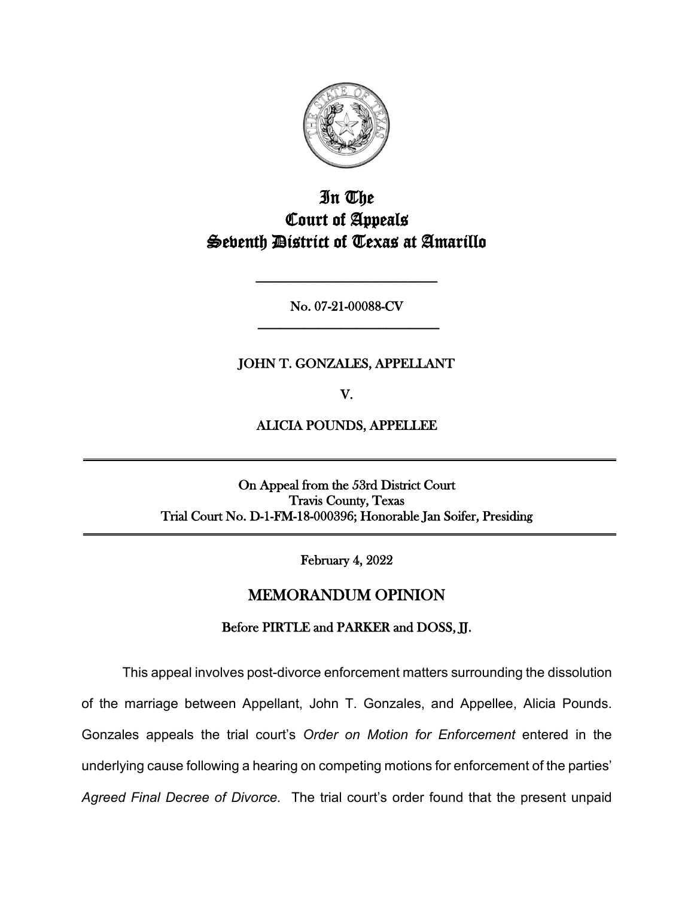# In The
# Court of Appeals
# Seventh District of Texas at Amarillo

---

No. 07-21-00088-CV

---

JOHN T. GONZALES, APPELLANT

V.

ALICIA POUNDS, APPELLEE

---

On Appeal from the 53rd District Court
Travis County, Texas
Trial Court No. D-1-FM-18-000396; Honorable Jan Soifer, Presiding

---

February 4, 2022

## MEMORANDUM OPINION

**Before PIRTLE and PARKER and DOSS, JJ.**

This appeal involves post-divorce enforcement matters surrounding the dissolution of the marriage between Appellant, John T. Gonzales, and Appellee, Alicia Pounds. Gonzales appeals the trial court's *Order on Motion for Enforcement* entered in the underlying cause following a hearing on competing motions for enforcement of the parties' *Agreed Final Decree of Divorce.* The trial court's order found that the present unpaid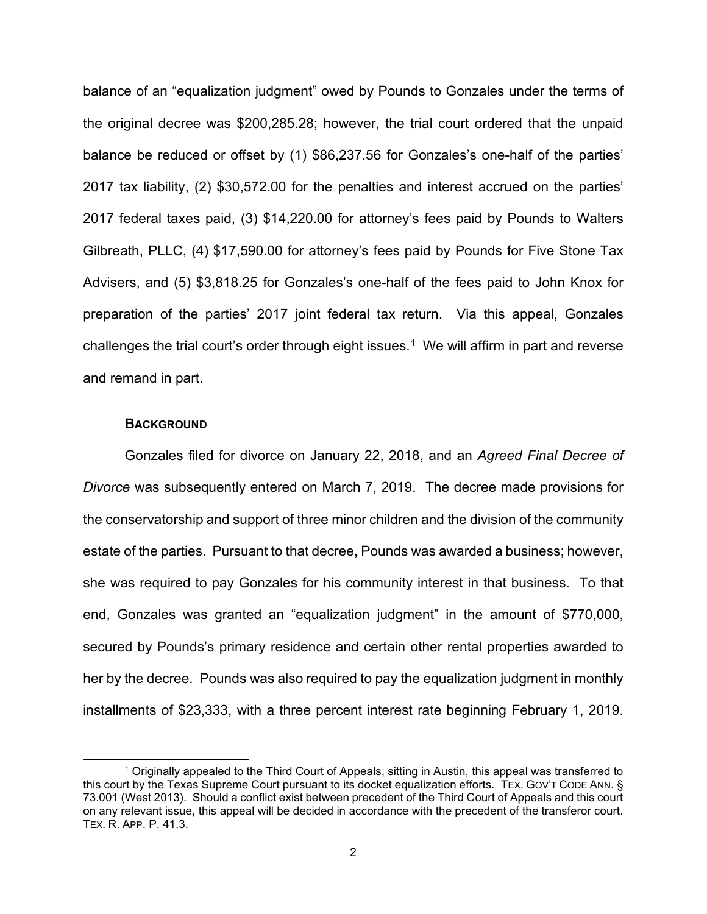balance of an "equalization judgment" owed by Pounds to Gonzales under the terms of the original decree was $200,285.28; however, the trial court ordered that the unpaid balance be reduced or offset by (1) $86,237.56 for Gonzales's one-half of the parties' 2017 tax liability, (2) $30,572.00 for the penalties and interest accrued on the parties' 2017 federal taxes paid, (3) $14,220.00 for attorney's fees paid by Pounds to Walters Gilbreath, PLLC, (4) $17,590.00 for attorney's fees paid by Pounds for Five Stone Tax Advisers, and (5) $3,818.25 for Gonzales's one-half of the fees paid to John Knox for preparation of the parties' 2017 joint federal tax return. Via this appeal, Gonzales challenges the trial court's order through eight issues.[1] We will affirm in part and reverse and remand in part.

**BACKGROUND**

Gonzales filed for divorce on January 22, 2018, and an *Agreed Final Decree of Divorce* was subsequently entered on March 7, 2019. The decree made provisions for the conservatorship and support of three minor children and the division of the community estate of the parties. Pursuant to that decree, Pounds was awarded a business; however, she was required to pay Gonzales for his community interest in that business. To that end, Gonzales was granted an "equalization judgment" in the amount of $770,000, secured by Pounds's primary residence and certain other rental properties awarded to her by the decree. Pounds was also required to pay the equalization judgment in monthly installments of $23,333, with a three percent interest rate beginning February 1, 2019.

---

[1] Originally appealed to the Third Court of Appeals, sitting in Austin, this appeal was transferred to this court by the Texas Supreme Court pursuant to its docket equalization efforts. TEX. GOV'T CODE ANN. § 73.001 (West 2013). Should a conflict exist between precedent of the Third Court of Appeals and this court on any relevant issue, this appeal will be decided in accordance with the precedent of the transferor court. TEX. R. APP. P. 41.3.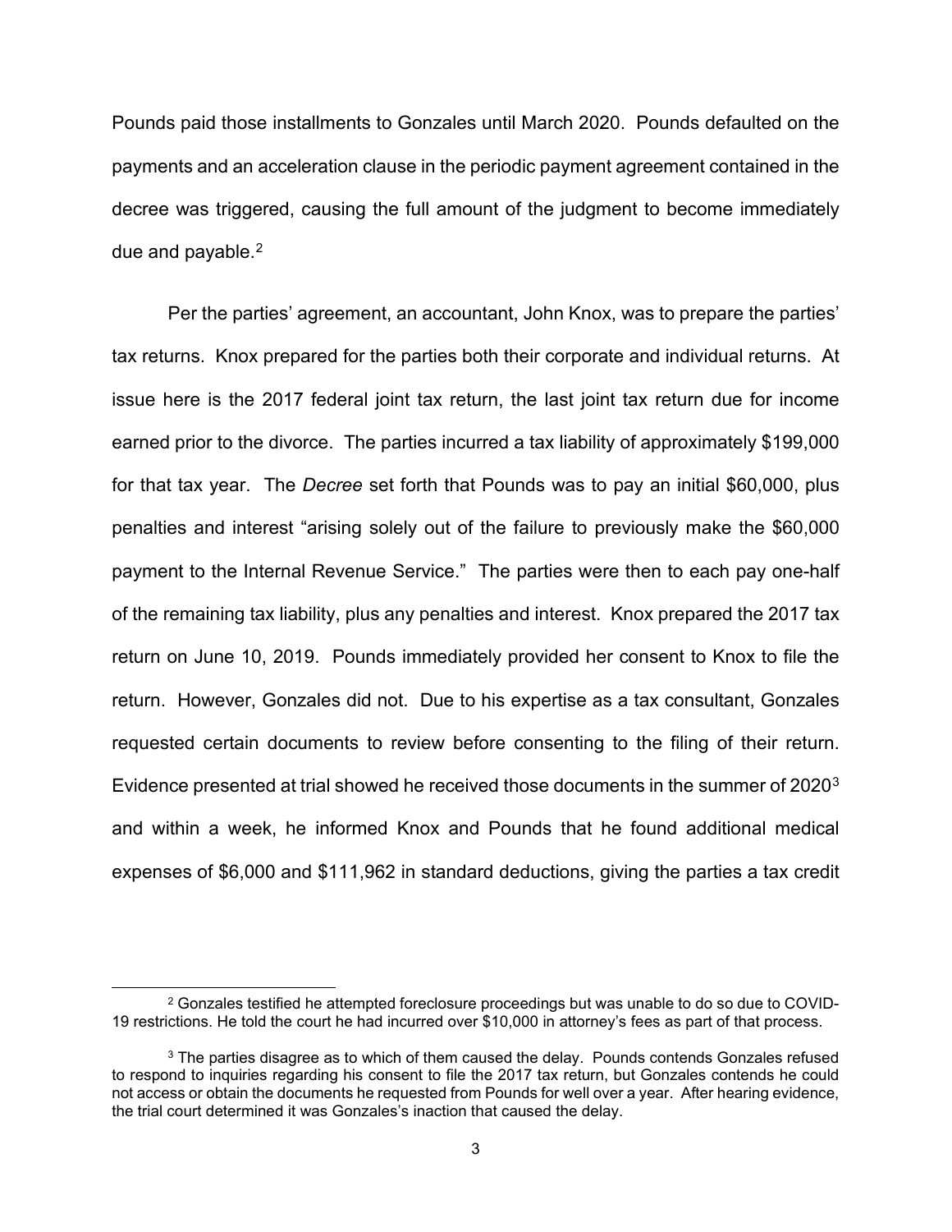Pounds paid those installments to Gonzales until March 2020. Pounds defaulted on the payments and an acceleration clause in the periodic payment agreement contained in the decree was triggered, causing the full amount of the judgment to become immediately due and payable.[2]

Per the parties' agreement, an accountant, John Knox, was to prepare the parties' tax returns. Knox prepared for the parties both their corporate and individual returns. At issue here is the 2017 federal joint tax return, the last joint tax return due for income earned prior to the divorce. The parties incurred a tax liability of approximately $199,000 for that tax year. The *Decree* set forth that Pounds was to pay an initial $60,000, plus penalties and interest "arising solely out of the failure to previously make the $60,000 payment to the Internal Revenue Service." The parties were then to each pay one-half of the remaining tax liability, plus any penalties and interest. Knox prepared the 2017 tax return on June 10, 2019. Pounds immediately provided her consent to Knox to file the return. However, Gonzales did not. Due to his expertise as a tax consultant, Gonzales requested certain documents to review before consenting to the filing of their return. Evidence presented at trial showed he received those documents in the summer of 2020[3] and within a week, he informed Knox and Pounds that he found additional medical expenses of $6,000 and $111,962 in standard deductions, giving the parties a tax credit

---

[2] Gonzales testified he attempted foreclosure proceedings but was unable to do so due to COVID-19 restrictions. He told the court he had incurred over $10,000 in attorney's fees as part of that process.

[3] The parties disagree as to which of them caused the delay. Pounds contends Gonzales refused to respond to inquiries regarding his consent to file the 2017 tax return, but Gonzales contends he could not access or obtain the documents he requested from Pounds for well over a year. After hearing evidence, the trial court determined it was Gonzales's inaction that caused the delay.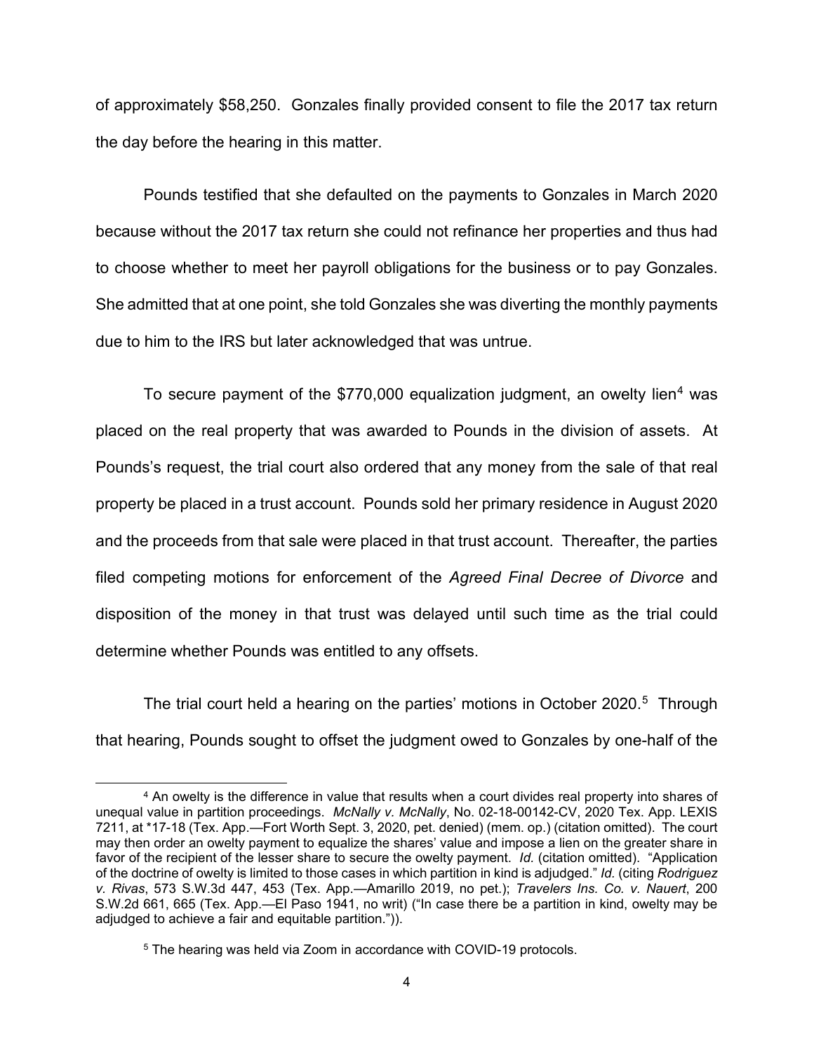of approximately $58,250. Gonzales finally provided consent to file the 2017 tax return the day before the hearing in this matter.

Pounds testified that she defaulted on the payments to Gonzales in March 2020 because without the 2017 tax return she could not refinance her properties and thus had to choose whether to meet her payroll obligations for the business or to pay Gonzales. She admitted that at one point, she told Gonzales she was diverting the monthly payments due to him to the IRS but later acknowledged that was untrue.

To secure payment of the $770,000 equalization judgment, an owelty lien[4] was placed on the real property that was awarded to Pounds in the division of assets. At Pounds's request, the trial court also ordered that any money from the sale of that real property be placed in a trust account. Pounds sold her primary residence in August 2020 and the proceeds from that sale were placed in that trust account. Thereafter, the parties filed competing motions for enforcement of the *Agreed Final Decree of Divorce* and disposition of the money in that trust was delayed until such time as the trial could determine whether Pounds was entitled to any offsets.

The trial court held a hearing on the parties' motions in October 2020.[5] Through that hearing, Pounds sought to offset the judgment owed to Gonzales by one-half of the

---

[4] An owelty is the difference in value that results when a court divides real property into shares of unequal value in partition proceedings. *McNally v. McNally*, No. 02-18-00142-CV, 2020 Tex. App. LEXIS 7211, at *17-18 (Tex. App.—Fort Worth Sept. 3, 2020, pet. denied) (mem. op.) (citation omitted). The court may then order an owelty payment to equalize the shares' value and impose a lien on the greater share in favor of the recipient of the lesser share to secure the owelty payment. *Id.* (citation omitted). "Application of the doctrine of owelty is limited to those cases in which partition in kind is adjudged." *Id.* (citing *Rodriguez v. Rivas*, 573 S.W.3d 447, 453 (Tex. App.—Amarillo 2019, no pet.); *Travelers Ins. Co. v. Nauert*, 200 S.W.2d 661, 665 (Tex. App.—El Paso 1941, no writ) ("In case there be a partition in kind, owelty may be adjudged to achieve a fair and equitable partition.")).

[5] The hearing was held via Zoom in accordance with COVID-19 protocols.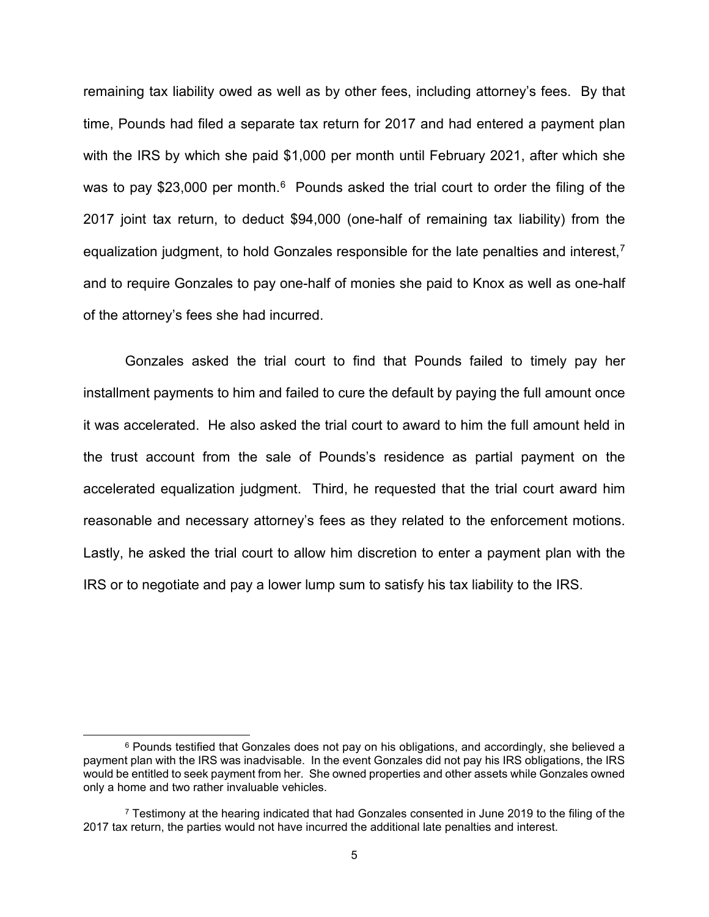remaining tax liability owed as well as by other fees, including attorney's fees. By that time, Pounds had filed a separate tax return for 2017 and had entered a payment plan with the IRS by which she paid $1,000 per month until February 2021, after which she was to pay $23,000 per month.[6] Pounds asked the trial court to order the filing of the 2017 joint tax return, to deduct $94,000 (one-half of remaining tax liability) from the equalization judgment, to hold Gonzales responsible for the late penalties and interest,[7] and to require Gonzales to pay one-half of monies she paid to Knox as well as one-half of the attorney's fees she had incurred.

Gonzales asked the trial court to find that Pounds failed to timely pay her installment payments to him and failed to cure the default by paying the full amount once it was accelerated. He also asked the trial court to award to him the full amount held in the trust account from the sale of Pounds's residence as partial payment on the accelerated equalization judgment. Third, he requested that the trial court award him reasonable and necessary attorney's fees as they related to the enforcement motions. Lastly, he asked the trial court to allow him discretion to enter a payment plan with the IRS or to negotiate and pay a lower lump sum to satisfy his tax liability to the IRS.

---

[6] Pounds testified that Gonzales does not pay on his obligations, and accordingly, she believed a payment plan with the IRS was inadvisable. In the event Gonzales did not pay his IRS obligations, the IRS would be entitled to seek payment from her. She owned properties and other assets while Gonzales owned only a home and two rather invaluable vehicles.

[7] Testimony at the hearing indicated that had Gonzales consented in June 2019 to the filing of the 2017 tax return, the parties would not have incurred the additional late penalties and interest.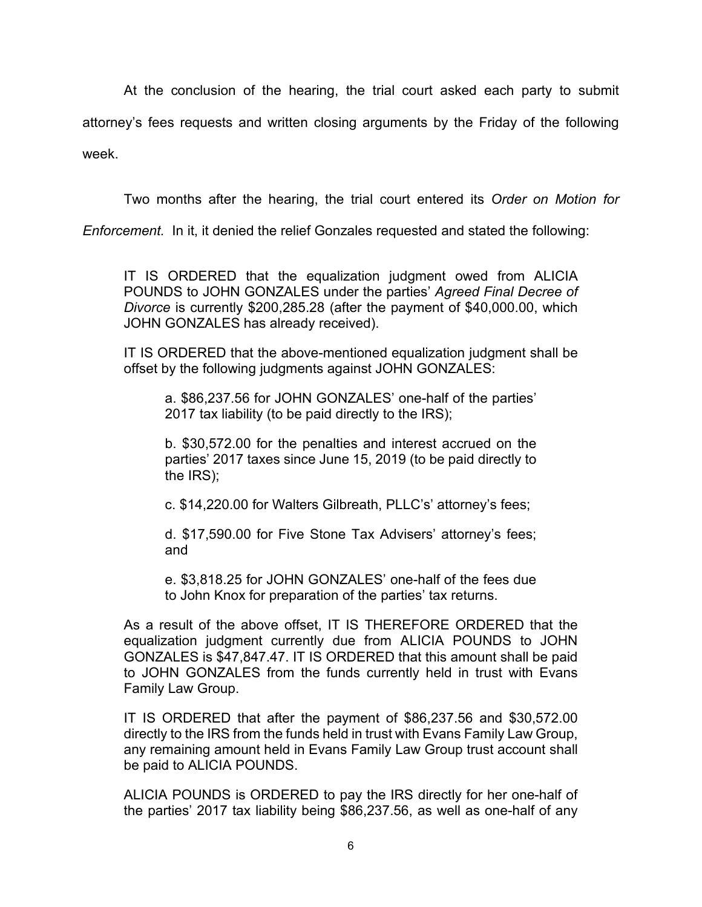At the conclusion of the hearing, the trial court asked each party to submit attorney's fees requests and written closing arguments by the Friday of the following week.

Two months after the hearing, the trial court entered its *Order on Motion for Enforcement.* In it, it denied the relief Gonzales requested and stated the following:

> IT IS ORDERED that the equalization judgment owed from ALICIA POUNDS to JOHN GONZALES under the parties' *Agreed Final Decree of Divorce* is currently $200,285.28 (after the payment of $40,000.00, which JOHN GONZALES has already received).
>
> IT IS ORDERED that the above-mentioned equalization judgment shall be offset by the following judgments against JOHN GONZALES:
>
> > a. $86,237.56 for JOHN GONZALES' one-half of the parties' 2017 tax liability (to be paid directly to the IRS);
> >
> > b. $30,572.00 for the penalties and interest accrued on the parties' 2017 taxes since June 15, 2019 (to be paid directly to the IRS);
> >
> > c. $14,220.00 for Walters Gilbreath, PLLC's' attorney's fees;
> >
> > d. $17,590.00 for Five Stone Tax Advisers' attorney's fees; and
> >
> > e. $3,818.25 for JOHN GONZALES' one-half of the fees due to John Knox for preparation of the parties' tax returns.
>
> As a result of the above offset, IT IS THEREFORE ORDERED that the equalization judgment currently due from ALICIA POUNDS to JOHN GONZALES is $47,847.47. IT IS ORDERED that this amount shall be paid to JOHN GONZALES from the funds currently held in trust with Evans Family Law Group.
>
> IT IS ORDERED that after the payment of $86,237.56 and $30,572.00 directly to the IRS from the funds held in trust with Evans Family Law Group, any remaining amount held in Evans Family Law Group trust account shall be paid to ALICIA POUNDS.
>
> ALICIA POUNDS is ORDERED to pay the IRS directly for her one-half of the parties' 2017 tax liability being $86,237.56, as well as one-half of any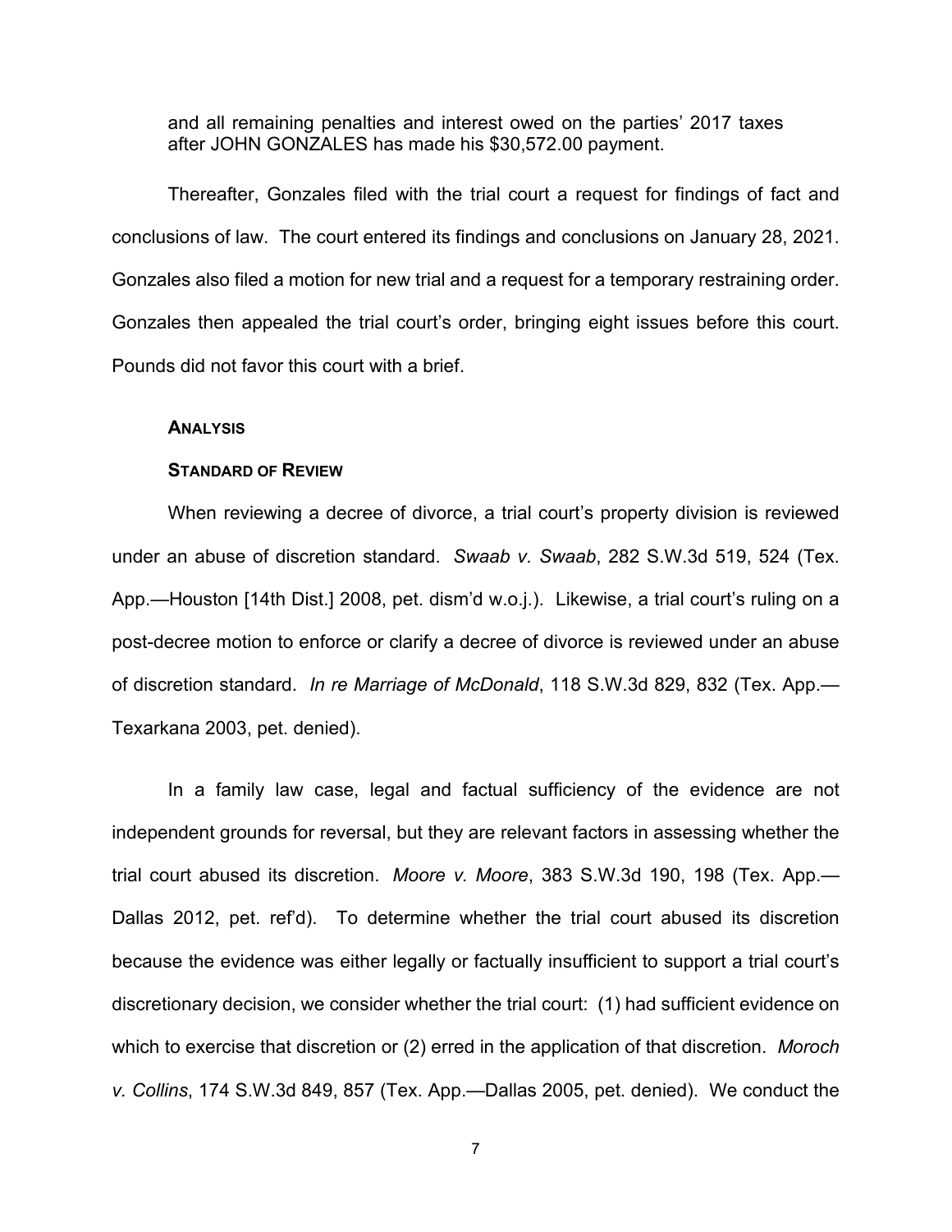and all remaining penalties and interest owed on the parties' 2017 taxes after JOHN GONZALES has made his $30,572.00 payment.

Thereafter, Gonzales filed with the trial court a request for findings of fact and conclusions of law. The court entered its findings and conclusions on January 28, 2021. Gonzales also filed a motion for new trial and a request for a temporary restraining order. Gonzales then appealed the trial court's order, bringing eight issues before this court. Pounds did not favor this court with a brief.

**ANALYSIS**

**STANDARD OF REVIEW**

When reviewing a decree of divorce, a trial court's property division is reviewed under an abuse of discretion standard. *Swaab v. Swaab*, 282 S.W.3d 519, 524 (Tex. App.—Houston [14th Dist.] 2008, pet. dism'd w.o.j.). Likewise, a trial court's ruling on a post-decree motion to enforce or clarify a decree of divorce is reviewed under an abuse of discretion standard. *In re Marriage of McDonald*, 118 S.W.3d 829, 832 (Tex. App.—Texarkana 2003, pet. denied).

In a family law case, legal and factual sufficiency of the evidence are not independent grounds for reversal, but they are relevant factors in assessing whether the trial court abused its discretion. *Moore v. Moore*, 383 S.W.3d 190, 198 (Tex. App.—Dallas 2012, pet. ref'd). To determine whether the trial court abused its discretion because the evidence was either legally or factually insufficient to support a trial court's discretionary decision, we consider whether the trial court: (1) had sufficient evidence on which to exercise that discretion or (2) erred in the application of that discretion. *Moroch v. Collins*, 174 S.W.3d 849, 857 (Tex. App.—Dallas 2005, pet. denied). We conduct the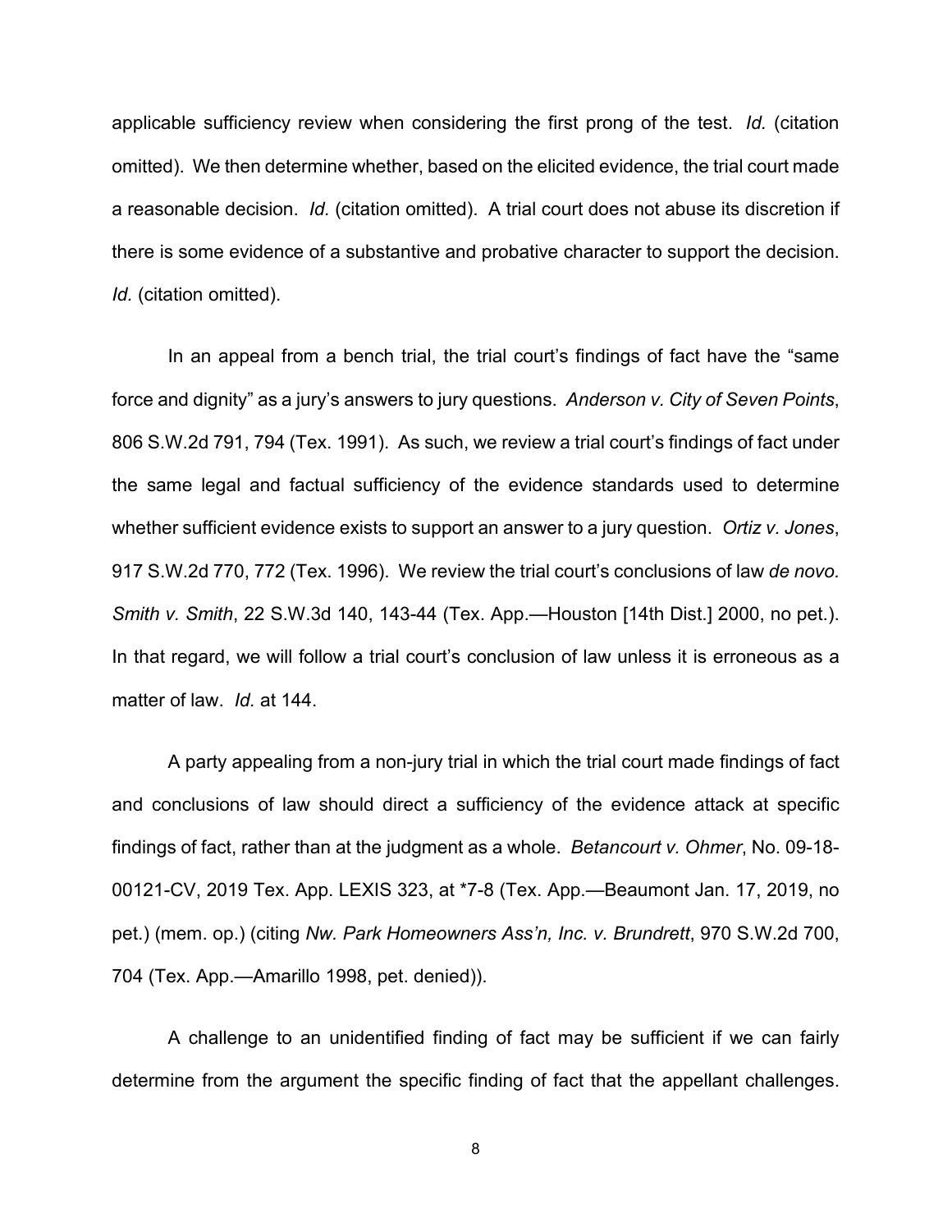applicable sufficiency review when considering the first prong of the test. *Id.* (citation omitted). We then determine whether, based on the elicited evidence, the trial court made a reasonable decision. *Id.* (citation omitted). A trial court does not abuse its discretion if there is some evidence of a substantive and probative character to support the decision. *Id.* (citation omitted).

In an appeal from a bench trial, the trial court's findings of fact have the "same force and dignity" as a jury's answers to jury questions. *Anderson v. City of Seven Points*, 806 S.W.2d 791, 794 (Tex. 1991). As such, we review a trial court's findings of fact under the same legal and factual sufficiency of the evidence standards used to determine whether sufficient evidence exists to support an answer to a jury question. *Ortiz v. Jones*, 917 S.W.2d 770, 772 (Tex. 1996). We review the trial court's conclusions of law *de novo. Smith v. Smith*, 22 S.W.3d 140, 143-44 (Tex. App.—Houston [14th Dist.] 2000, no pet.). In that regard, we will follow a trial court's conclusion of law unless it is erroneous as a matter of law. *Id.* at 144.

A party appealing from a non-jury trial in which the trial court made findings of fact and conclusions of law should direct a sufficiency of the evidence attack at specific findings of fact, rather than at the judgment as a whole. *Betancourt v. Ohmer*, No. 09-18-00121-CV, 2019 Tex. App. LEXIS 323, at *7-8 (Tex. App.—Beaumont Jan. 17, 2019, no pet.) (mem. op.) (citing *Nw. Park Homeowners Ass'n, Inc. v. Brundrett*, 970 S.W.2d 700, 704 (Tex. App.—Amarillo 1998, pet. denied)).

A challenge to an unidentified finding of fact may be sufficient if we can fairly determine from the argument the specific finding of fact that the appellant challenges.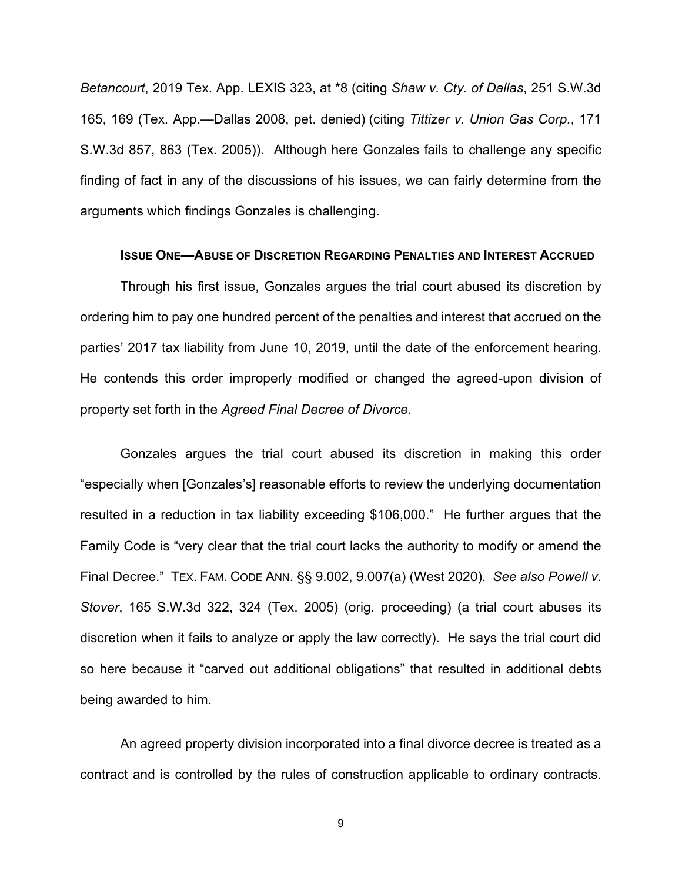*Betancourt*, 2019 Tex. App. LEXIS 323, at *8 (citing *Shaw v. Cty. of Dallas*, 251 S.W.3d 165, 169 (Tex. App.—Dallas 2008, pet. denied) (citing *Tittizer v. Union Gas Corp.*, 171 S.W.3d 857, 863 (Tex. 2005)). Although here Gonzales fails to challenge any specific finding of fact in any of the discussions of his issues, we can fairly determine from the arguments which findings Gonzales is challenging.

**ISSUE ONE—ABUSE OF DISCRETION REGARDING PENALTIES AND INTEREST ACCRUED**

Through his first issue, Gonzales argues the trial court abused its discretion by ordering him to pay one hundred percent of the penalties and interest that accrued on the parties' 2017 tax liability from June 10, 2019, until the date of the enforcement hearing. He contends this order improperly modified or changed the agreed-upon division of property set forth in the *Agreed Final Decree of Divorce.*

Gonzales argues the trial court abused its discretion in making this order "especially when [Gonzales's] reasonable efforts to review the underlying documentation resulted in a reduction in tax liability exceeding $106,000." He further argues that the Family Code is "very clear that the trial court lacks the authority to modify or amend the Final Decree." TEX. FAM. CODE ANN. §§ 9.002, 9.007(a) (West 2020). *See also Powell v. Stover*, 165 S.W.3d 322, 324 (Tex. 2005) (orig. proceeding) (a trial court abuses its discretion when it fails to analyze or apply the law correctly). He says the trial court did so here because it "carved out additional obligations" that resulted in additional debts being awarded to him.

An agreed property division incorporated into a final divorce decree is treated as a contract and is controlled by the rules of construction applicable to ordinary contracts.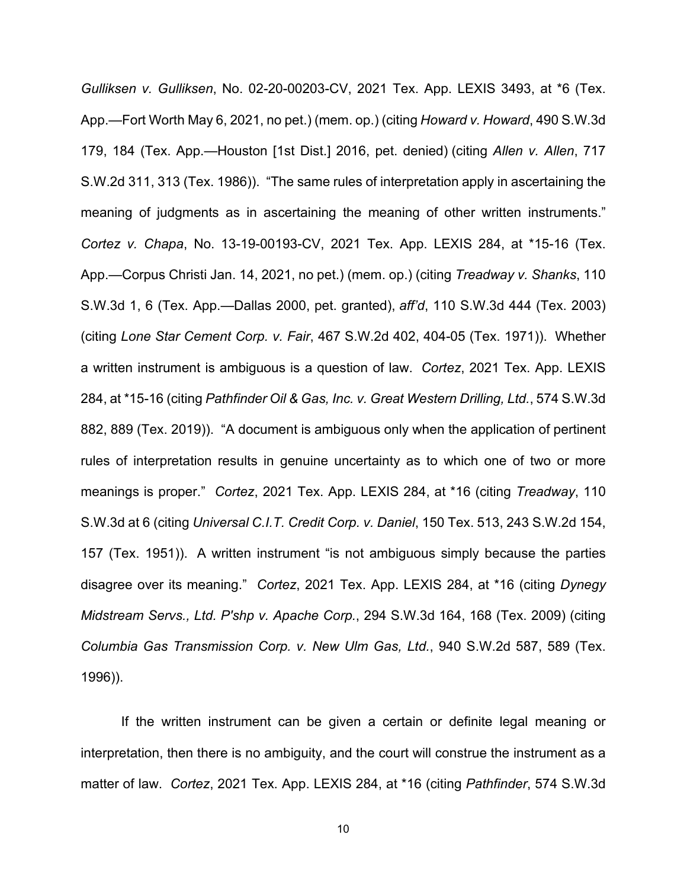*Gulliksen v. Gulliksen*, No. 02-20-00203-CV, 2021 Tex. App. LEXIS 3493, at *6 (Tex. App.—Fort Worth May 6, 2021, no pet.) (mem. op.) (citing *Howard v. Howard*, 490 S.W.3d 179, 184 (Tex. App.—Houston [1st Dist.] 2016, pet. denied) (citing *Allen v. Allen*, 717 S.W.2d 311, 313 (Tex. 1986)). "The same rules of interpretation apply in ascertaining the meaning of judgments as in ascertaining the meaning of other written instruments." *Cortez v. Chapa*, No. 13-19-00193-CV, 2021 Tex. App. LEXIS 284, at *15-16 (Tex. App.—Corpus Christi Jan. 14, 2021, no pet.) (mem. op.) (citing *Treadway v. Shanks*, 110 S.W.3d 1, 6 (Tex. App.—Dallas 2000, pet. granted), *aff'd*, 110 S.W.3d 444 (Tex. 2003) (citing *Lone Star Cement Corp. v. Fair*, 467 S.W.2d 402, 404-05 (Tex. 1971)). Whether a written instrument is ambiguous is a question of law. *Cortez*, 2021 Tex. App. LEXIS 284, at *15-16 (citing *Pathfinder Oil & Gas, Inc. v. Great Western Drilling, Ltd.*, 574 S.W.3d 882, 889 (Tex. 2019)). "A document is ambiguous only when the application of pertinent rules of interpretation results in genuine uncertainty as to which one of two or more meanings is proper." *Cortez*, 2021 Tex. App. LEXIS 284, at *16 (citing *Treadway*, 110 S.W.3d at 6 (citing *Universal C.I.T. Credit Corp. v. Daniel*, 150 Tex. 513, 243 S.W.2d 154, 157 (Tex. 1951)). A written instrument "is not ambiguous simply because the parties disagree over its meaning." *Cortez*, 2021 Tex. App. LEXIS 284, at *16 (citing *Dynegy Midstream Servs., Ltd. P'shp v. Apache Corp.*, 294 S.W.3d 164, 168 (Tex. 2009) (citing *Columbia Gas Transmission Corp. v. New Ulm Gas, Ltd.*, 940 S.W.2d 587, 589 (Tex. 1996)).

If the written instrument can be given a certain or definite legal meaning or interpretation, then there is no ambiguity, and the court will construe the instrument as a matter of law. *Cortez*, 2021 Tex. App. LEXIS 284, at *16 (citing *Pathfinder*, 574 S.W.3d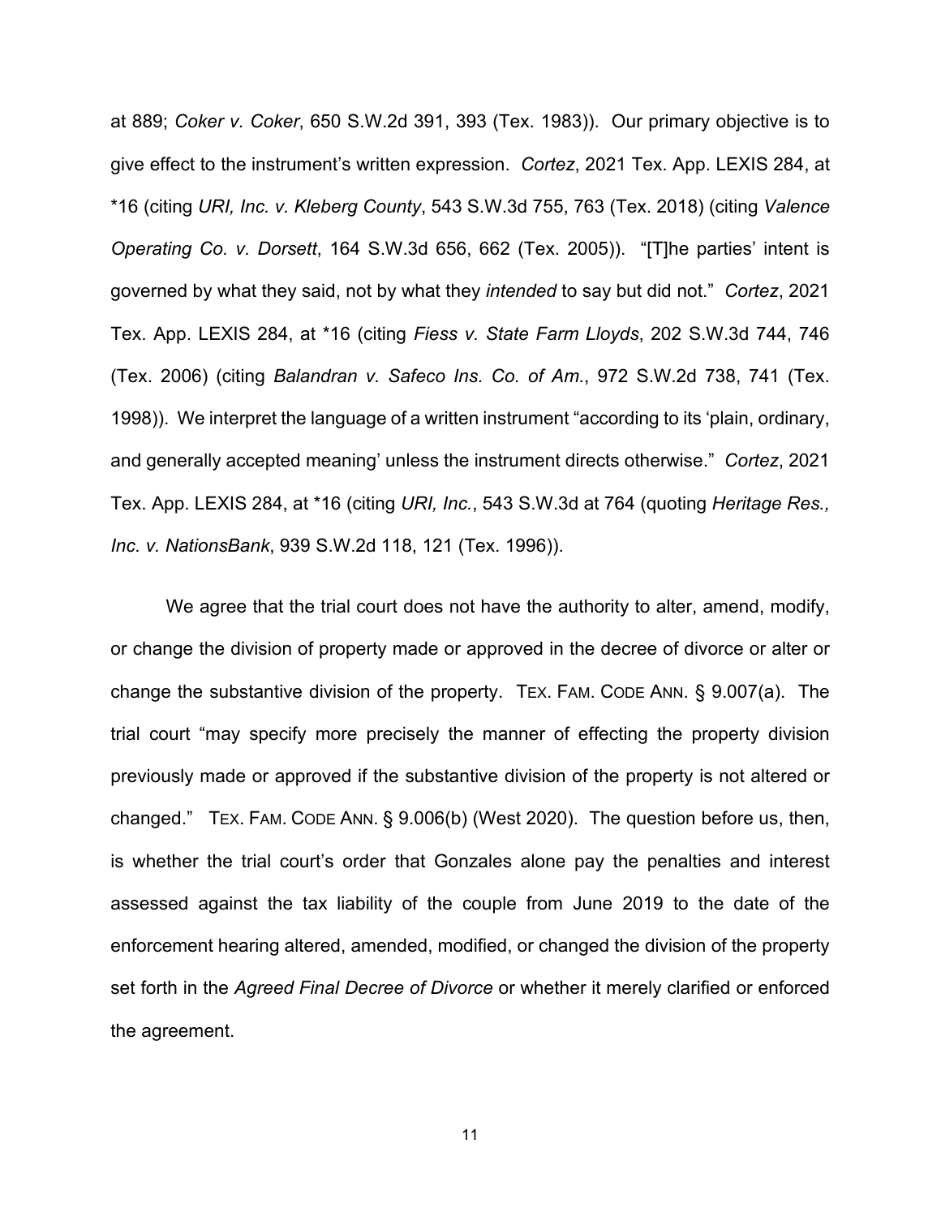at 889; *Coker v. Coker*, 650 S.W.2d 391, 393 (Tex. 1983)). Our primary objective is to give effect to the instrument's written expression. *Cortez*, 2021 Tex. App. LEXIS 284, at *16 (citing *URI, Inc. v. Kleberg County*, 543 S.W.3d 755, 763 (Tex. 2018) (citing *Valence Operating Co. v. Dorsett*, 164 S.W.3d 656, 662 (Tex. 2005)). "[T]he parties' intent is governed by what they said, not by what they *intended* to say but did not." *Cortez*, 2021 Tex. App. LEXIS 284, at *16 (citing *Fiess v. State Farm Lloyds*, 202 S.W.3d 744, 746 (Tex. 2006) (citing *Balandran v. Safeco Ins. Co. of Am.*, 972 S.W.2d 738, 741 (Tex. 1998)). We interpret the language of a written instrument "according to its 'plain, ordinary, and generally accepted meaning' unless the instrument directs otherwise." *Cortez*, 2021 Tex. App. LEXIS 284, at *16 (citing *URI, Inc.*, 543 S.W.3d at 764 (quoting *Heritage Res., Inc. v. NationsBank*, 939 S.W.2d 118, 121 (Tex. 1996)).

We agree that the trial court does not have the authority to alter, amend, modify, or change the division of property made or approved in the decree of divorce or alter or change the substantive division of the property. TEX. FAM. CODE ANN. § 9.007(a). The trial court "may specify more precisely the manner of effecting the property division previously made or approved if the substantive division of the property is not altered or changed." TEX. FAM. CODE ANN. § 9.006(b) (West 2020). The question before us, then, is whether the trial court's order that Gonzales alone pay the penalties and interest assessed against the tax liability of the couple from June 2019 to the date of the enforcement hearing altered, amended, modified, or changed the division of the property set forth in the *Agreed Final Decree of Divorce* or whether it merely clarified or enforced the agreement.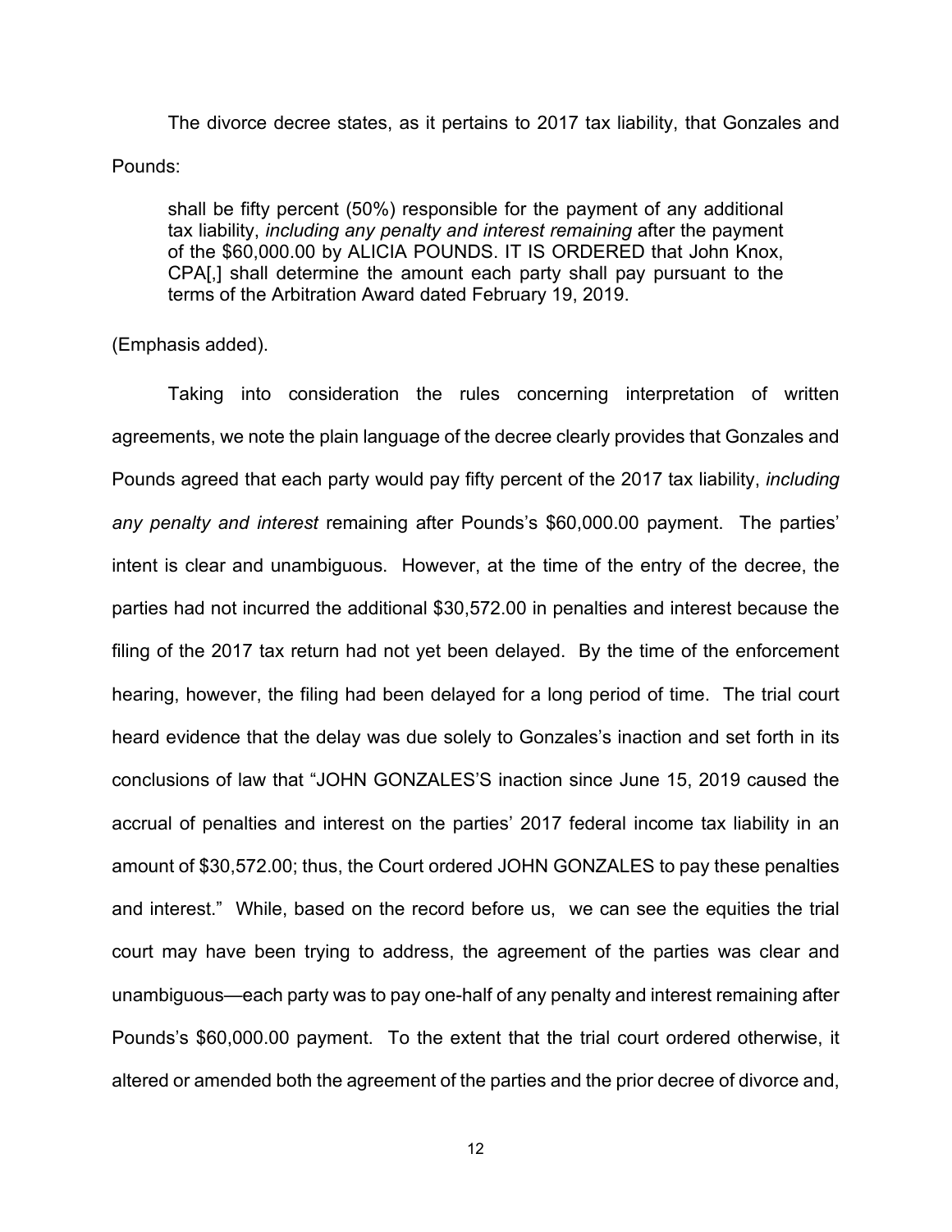The divorce decree states, as it pertains to 2017 tax liability, that Gonzales and Pounds:

> shall be fifty percent (50%) responsible for the payment of any additional tax liability, *including any penalty and interest remaining* after the payment of the $60,000.00 by ALICIA POUNDS. IT IS ORDERED that John Knox, CPA[,] shall determine the amount each party shall pay pursuant to the terms of the Arbitration Award dated February 19, 2019.

(Emphasis added).

Taking into consideration the rules concerning interpretation of written agreements, we note the plain language of the decree clearly provides that Gonzales and Pounds agreed that each party would pay fifty percent of the 2017 tax liability, *including any penalty and interest* remaining after Pounds's $60,000.00 payment. The parties' intent is clear and unambiguous. However, at the time of the entry of the decree, the parties had not incurred the additional $30,572.00 in penalties and interest because the filing of the 2017 tax return had not yet been delayed. By the time of the enforcement hearing, however, the filing had been delayed for a long period of time. The trial court heard evidence that the delay was due solely to Gonzales's inaction and set forth in its conclusions of law that "JOHN GONZALES'S inaction since June 15, 2019 caused the accrual of penalties and interest on the parties' 2017 federal income tax liability in an amount of $30,572.00; thus, the Court ordered JOHN GONZALES to pay these penalties and interest." While, based on the record before us, we can see the equities the trial court may have been trying to address, the agreement of the parties was clear and unambiguous—each party was to pay one-half of any penalty and interest remaining after Pounds's $60,000.00 payment. To the extent that the trial court ordered otherwise, it altered or amended both the agreement of the parties and the prior decree of divorce and,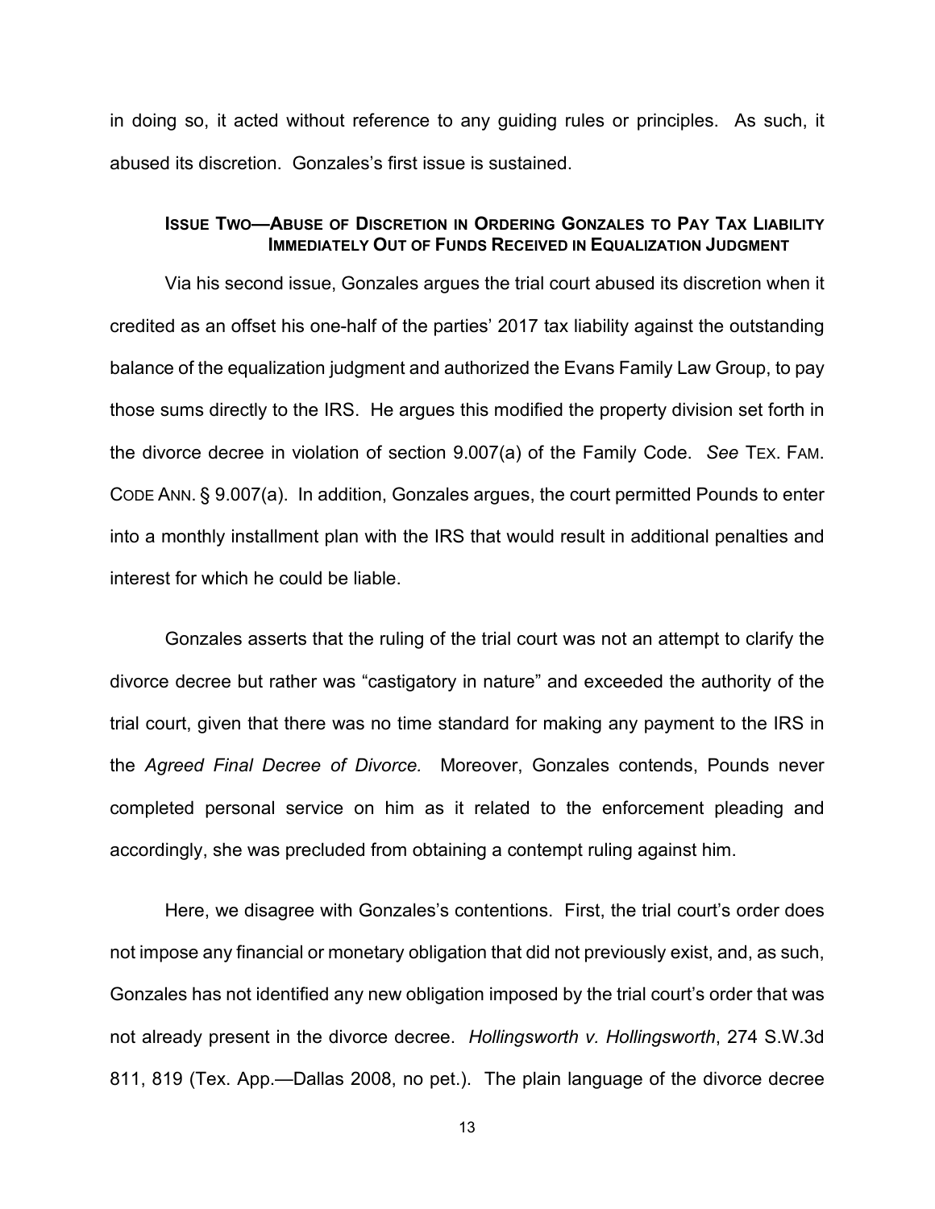in doing so, it acted without reference to any guiding rules or principles. As such, it abused its discretion. Gonzales's first issue is sustained.

### **ISSUE TWO—ABUSE OF DISCRETION IN ORDERING GONZALES TO PAY TAX LIABILITY IMMEDIATELY OUT OF FUNDS RECEIVED IN EQUALIZATION JUDGMENT**

Via his second issue, Gonzales argues the trial court abused its discretion when it credited as an offset his one-half of the parties' 2017 tax liability against the outstanding balance of the equalization judgment and authorized the Evans Family Law Group, to pay those sums directly to the IRS. He argues this modified the property division set forth in the divorce decree in violation of section 9.007(a) of the Family Code. *See* TEX. FAM. CODE ANN. § 9.007(a). In addition, Gonzales argues, the court permitted Pounds to enter into a monthly installment plan with the IRS that would result in additional penalties and interest for which he could be liable.

Gonzales asserts that the ruling of the trial court was not an attempt to clarify the divorce decree but rather was "castigatory in nature" and exceeded the authority of the trial court, given that there was no time standard for making any payment to the IRS in the *Agreed Final Decree of Divorce.* Moreover, Gonzales contends, Pounds never completed personal service on him as it related to the enforcement pleading and accordingly, she was precluded from obtaining a contempt ruling against him.

Here, we disagree with Gonzales's contentions. First, the trial court's order does not impose any financial or monetary obligation that did not previously exist, and, as such, Gonzales has not identified any new obligation imposed by the trial court's order that was not already present in the divorce decree. *Hollingsworth v. Hollingsworth*, 274 S.W.3d 811, 819 (Tex. App.—Dallas 2008, no pet.). The plain language of the divorce decree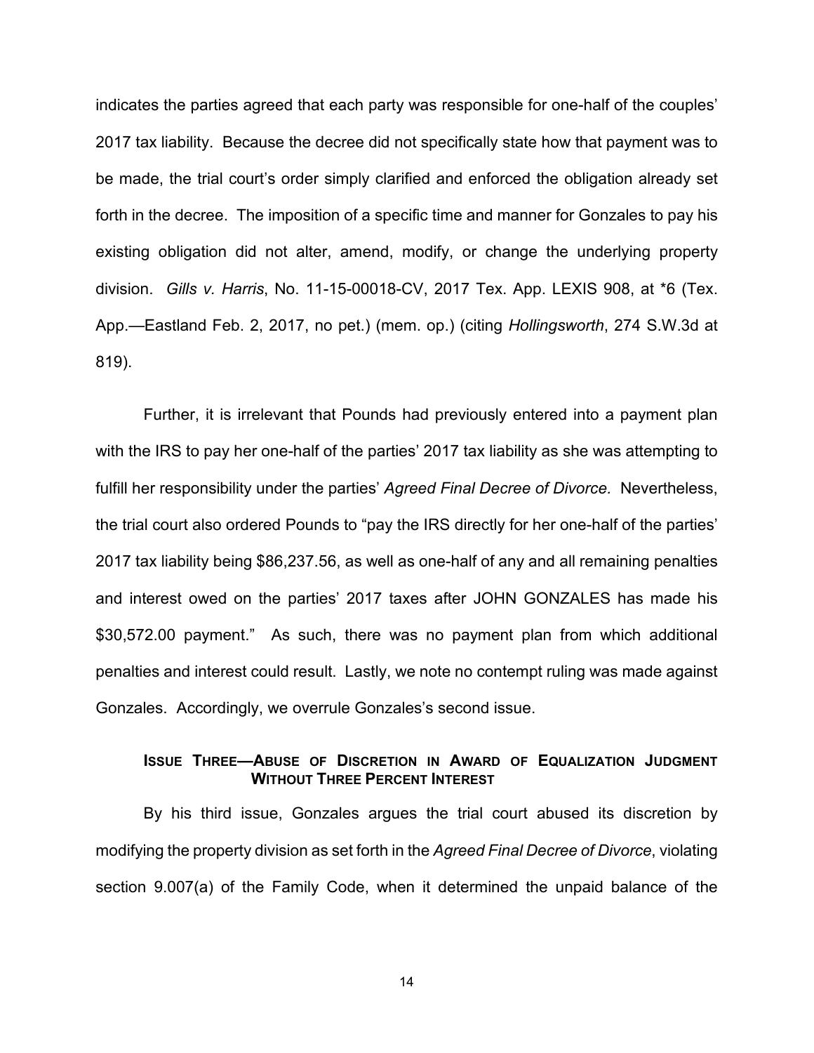indicates the parties agreed that each party was responsible for one-half of the couples' 2017 tax liability. Because the decree did not specifically state how that payment was to be made, the trial court's order simply clarified and enforced the obligation already set forth in the decree. The imposition of a specific time and manner for Gonzales to pay his existing obligation did not alter, amend, modify, or change the underlying property division. *Gills v. Harris*, No. 11-15-00018-CV, 2017 Tex. App. LEXIS 908, at *6 (Tex. App.—Eastland Feb. 2, 2017, no pet.) (mem. op.) (citing *Hollingsworth*, 274 S.W.3d at 819).

Further, it is irrelevant that Pounds had previously entered into a payment plan with the IRS to pay her one-half of the parties' 2017 tax liability as she was attempting to fulfill her responsibility under the parties' *Agreed Final Decree of Divorce.* Nevertheless, the trial court also ordered Pounds to "pay the IRS directly for her one-half of the parties' 2017 tax liability being $86,237.56, as well as one-half of any and all remaining penalties and interest owed on the parties' 2017 taxes after JOHN GONZALES has made his $30,572.00 payment." As such, there was no payment plan from which additional penalties and interest could result. Lastly, we note no contempt ruling was made against Gonzales. Accordingly, we overrule Gonzales's second issue.

### Issue Three—Abuse of Discretion in Award of Equalization Judgment Without Three Percent Interest

By his third issue, Gonzales argues the trial court abused its discretion by modifying the property division as set forth in the *Agreed Final Decree of Divorce*, violating section 9.007(a) of the Family Code, when it determined the unpaid balance of the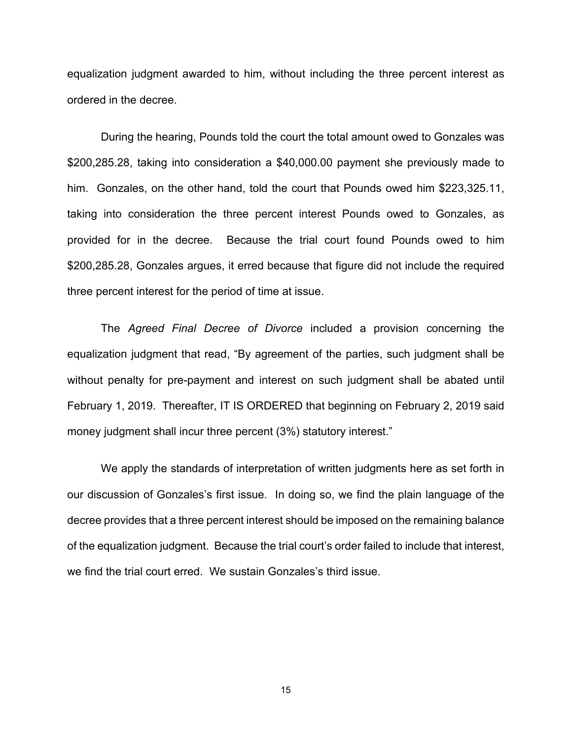equalization judgment awarded to him, without including the three percent interest as ordered in the decree.

During the hearing, Pounds told the court the total amount owed to Gonzales was $200,285.28, taking into consideration a $40,000.00 payment she previously made to him. Gonzales, on the other hand, told the court that Pounds owed him $223,325.11, taking into consideration the three percent interest Pounds owed to Gonzales, as provided for in the decree. Because the trial court found Pounds owed to him $200,285.28, Gonzales argues, it erred because that figure did not include the required three percent interest for the period of time at issue.

The *Agreed Final Decree of Divorce* included a provision concerning the equalization judgment that read, "By agreement of the parties, such judgment shall be without penalty for pre-payment and interest on such judgment shall be abated until February 1, 2019. Thereafter, IT IS ORDERED that beginning on February 2, 2019 said money judgment shall incur three percent (3%) statutory interest."

We apply the standards of interpretation of written judgments here as set forth in our discussion of Gonzales's first issue. In doing so, we find the plain language of the decree provides that a three percent interest should be imposed on the remaining balance of the equalization judgment. Because the trial court's order failed to include that interest, we find the trial court erred. We sustain Gonzales's third issue.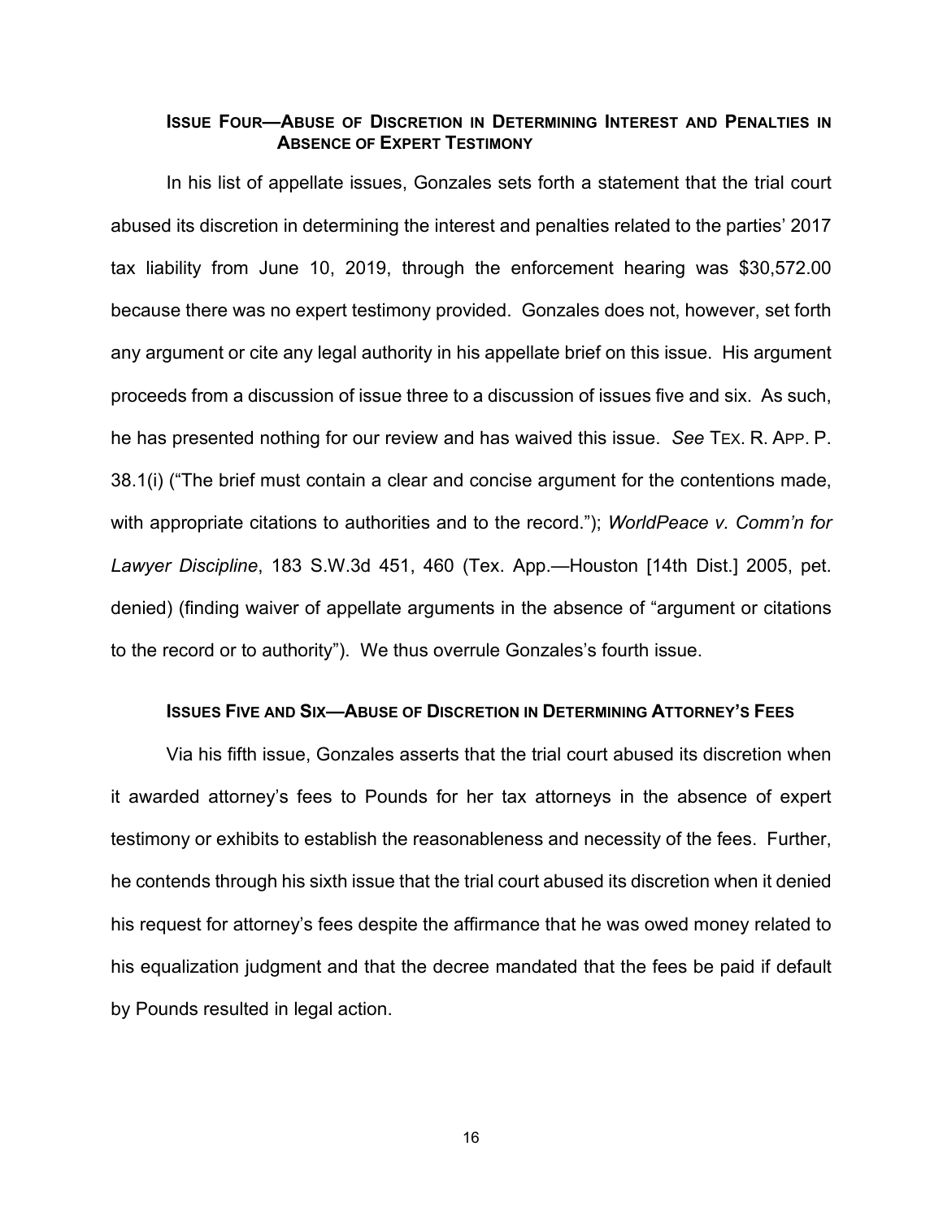### ISSUE FOUR—ABUSE OF DISCRETION IN DETERMINING INTEREST AND PENALTIES IN ABSENCE OF EXPERT TESTIMONY

In his list of appellate issues, Gonzales sets forth a statement that the trial court abused its discretion in determining the interest and penalties related to the parties' 2017 tax liability from June 10, 2019, through the enforcement hearing was $30,572.00 because there was no expert testimony provided. Gonzales does not, however, set forth any argument or cite any legal authority in his appellate brief on this issue. His argument proceeds from a discussion of issue three to a discussion of issues five and six. As such, he has presented nothing for our review and has waived this issue. *See* TEX. R. APP. P. 38.1(i) ("The brief must contain a clear and concise argument for the contentions made, with appropriate citations to authorities and to the record."); *WorldPeace v. Comm'n for Lawyer Discipline*, 183 S.W.3d 451, 460 (Tex. App.—Houston [14th Dist.] 2005, pet. denied) (finding waiver of appellate arguments in the absence of "argument or citations to the record or to authority"). We thus overrule Gonzales's fourth issue.

### ISSUES FIVE AND SIX—ABUSE OF DISCRETION IN DETERMINING ATTORNEY'S FEES

Via his fifth issue, Gonzales asserts that the trial court abused its discretion when it awarded attorney's fees to Pounds for her tax attorneys in the absence of expert testimony or exhibits to establish the reasonableness and necessity of the fees. Further, he contends through his sixth issue that the trial court abused its discretion when it denied his request for attorney's fees despite the affirmance that he was owed money related to his equalization judgment and that the decree mandated that the fees be paid if default by Pounds resulted in legal action.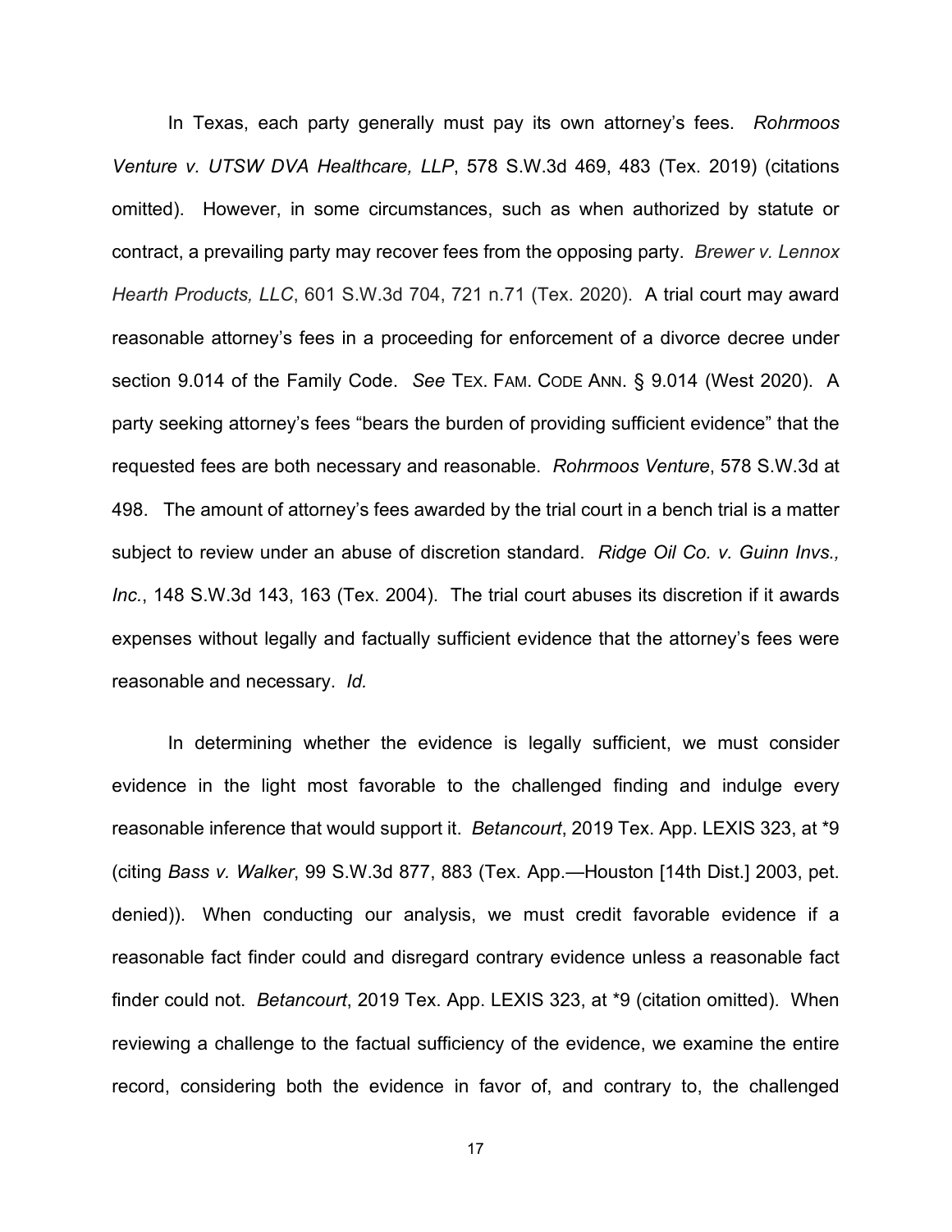In Texas, each party generally must pay its own attorney's fees. *Rohrmoos Venture v. UTSW DVA Healthcare, LLP*, 578 S.W.3d 469, 483 (Tex. 2019) (citations omitted). However, in some circumstances, such as when authorized by statute or contract, a prevailing party may recover fees from the opposing party. *Brewer v. Lennox Hearth Products, LLC*, 601 S.W.3d 704, 721 n.71 (Tex. 2020). A trial court may award reasonable attorney's fees in a proceeding for enforcement of a divorce decree under section 9.014 of the Family Code. *See* TEX. FAM. CODE ANN. § 9.014 (West 2020). A party seeking attorney's fees "bears the burden of providing sufficient evidence" that the requested fees are both necessary and reasonable. *Rohrmoos Venture*, 578 S.W.3d at 498. The amount of attorney's fees awarded by the trial court in a bench trial is a matter subject to review under an abuse of discretion standard. *Ridge Oil Co. v. Guinn Invs., Inc.*, 148 S.W.3d 143, 163 (Tex. 2004). The trial court abuses its discretion if it awards expenses without legally and factually sufficient evidence that the attorney's fees were reasonable and necessary. *Id.*

In determining whether the evidence is legally sufficient, we must consider evidence in the light most favorable to the challenged finding and indulge every reasonable inference that would support it. *Betancourt*, 2019 Tex. App. LEXIS 323, at *9 (citing *Bass v. Walker*, 99 S.W.3d 877, 883 (Tex. App.—Houston [14th Dist.] 2003, pet. denied)). When conducting our analysis, we must credit favorable evidence if a reasonable fact finder could and disregard contrary evidence unless a reasonable fact finder could not. *Betancourt*, 2019 Tex. App. LEXIS 323, at *9 (citation omitted). When reviewing a challenge to the factual sufficiency of the evidence, we examine the entire record, considering both the evidence in favor of, and contrary to, the challenged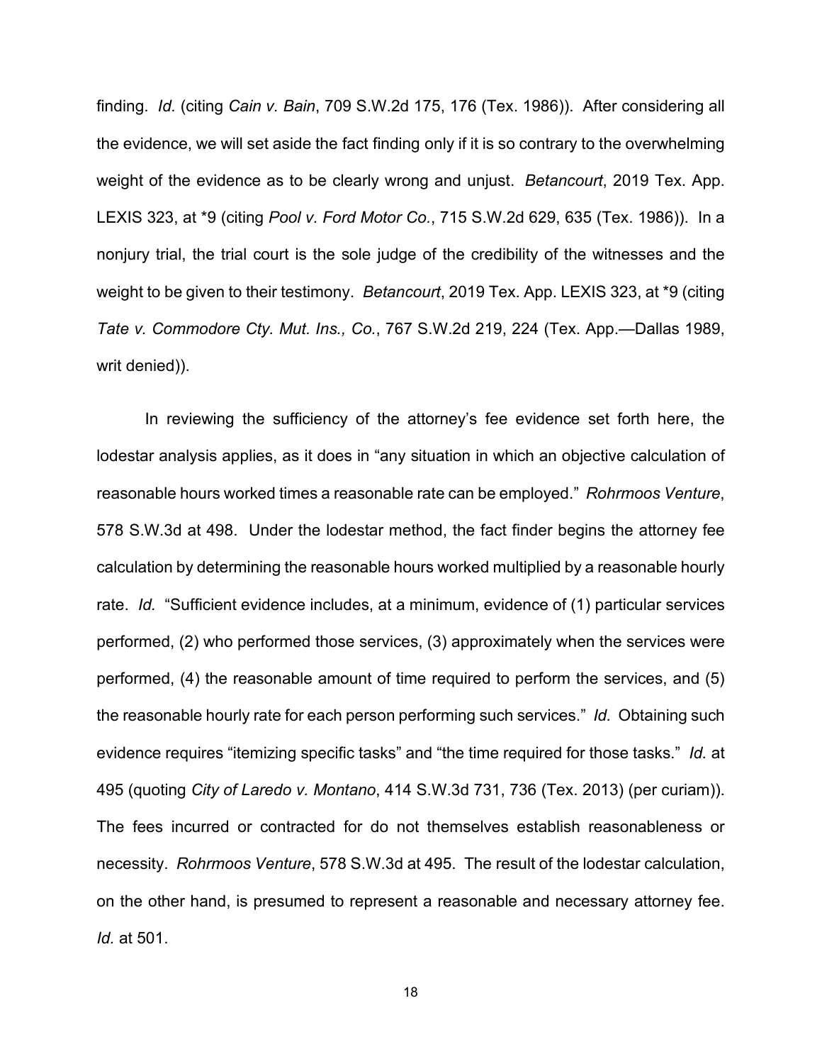finding. *Id*. (citing *Cain v. Bain*, 709 S.W.2d 175, 176 (Tex. 1986)). After considering all the evidence, we will set aside the fact finding only if it is so contrary to the overwhelming weight of the evidence as to be clearly wrong and unjust. *Betancourt*, 2019 Tex. App. LEXIS 323, at *9 (citing *Pool v. Ford Motor Co.*, 715 S.W.2d 629, 635 (Tex. 1986)). In a nonjury trial, the trial court is the sole judge of the credibility of the witnesses and the weight to be given to their testimony. *Betancourt*, 2019 Tex. App. LEXIS 323, at *9 (citing *Tate v. Commodore Cty. Mut. Ins., Co.*, 767 S.W.2d 219, 224 (Tex. App.—Dallas 1989, writ denied)).

In reviewing the sufficiency of the attorney's fee evidence set forth here, the lodestar analysis applies, as it does in "any situation in which an objective calculation of reasonable hours worked times a reasonable rate can be employed." *Rohrmoos Venture*, 578 S.W.3d at 498. Under the lodestar method, the fact finder begins the attorney fee calculation by determining the reasonable hours worked multiplied by a reasonable hourly rate. *Id.* "Sufficient evidence includes, at a minimum, evidence of (1) particular services performed, (2) who performed those services, (3) approximately when the services were performed, (4) the reasonable amount of time required to perform the services, and (5) the reasonable hourly rate for each person performing such services." *Id.* Obtaining such evidence requires "itemizing specific tasks" and "the time required for those tasks." *Id.* at 495 (quoting *City of Laredo v. Montano*, 414 S.W.3d 731, 736 (Tex. 2013) (per curiam)). The fees incurred or contracted for do not themselves establish reasonableness or necessity. *Rohrmoos Venture*, 578 S.W.3d at 495. The result of the lodestar calculation, on the other hand, is presumed to represent a reasonable and necessary attorney fee. *Id.* at 501.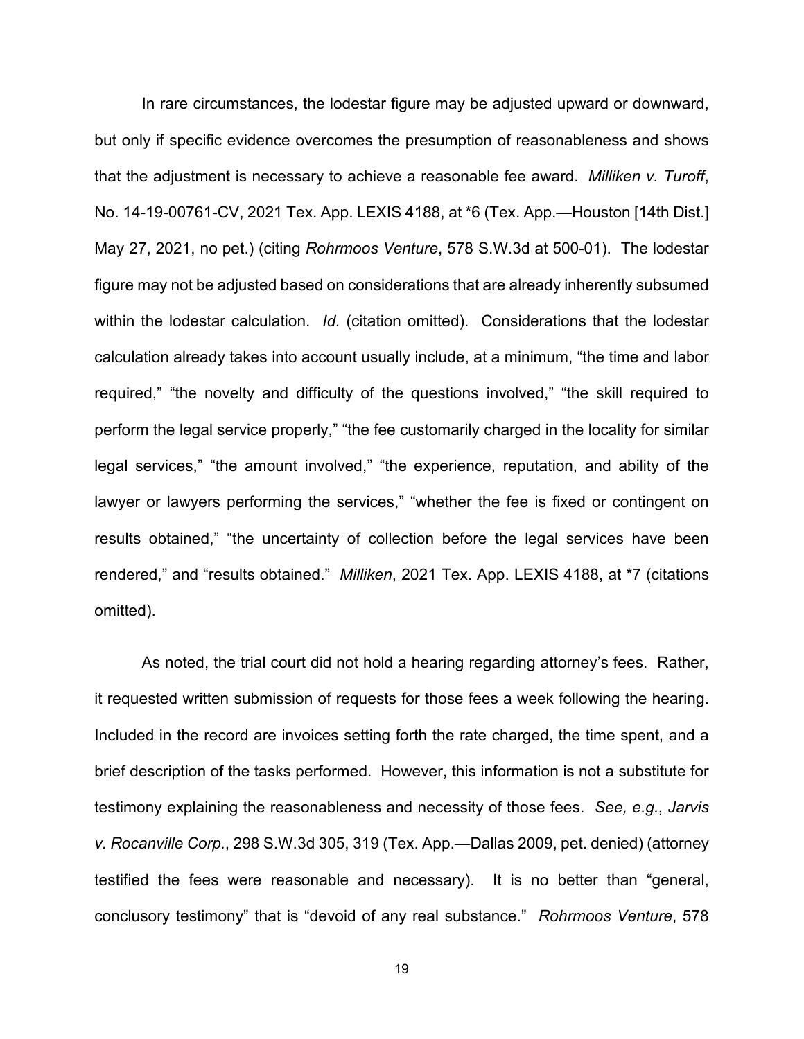In rare circumstances, the lodestar figure may be adjusted upward or downward, but only if specific evidence overcomes the presumption of reasonableness and shows that the adjustment is necessary to achieve a reasonable fee award. *Milliken v. Turoff*, No. 14-19-00761-CV, 2021 Tex. App. LEXIS 4188, at *6 (Tex. App.—Houston [14th Dist.] May 27, 2021, no pet.) (citing *Rohrmoos Venture*, 578 S.W.3d at 500-01). The lodestar figure may not be adjusted based on considerations that are already inherently subsumed within the lodestar calculation. *Id.* (citation omitted). Considerations that the lodestar calculation already takes into account usually include, at a minimum, "the time and labor required," "the novelty and difficulty of the questions involved," "the skill required to perform the legal service properly," "the fee customarily charged in the locality for similar legal services," "the amount involved," "the experience, reputation, and ability of the lawyer or lawyers performing the services," "whether the fee is fixed or contingent on results obtained," "the uncertainty of collection before the legal services have been rendered," and "results obtained." *Milliken*, 2021 Tex. App. LEXIS 4188, at *7 (citations omitted).

As noted, the trial court did not hold a hearing regarding attorney's fees. Rather, it requested written submission of requests for those fees a week following the hearing. Included in the record are invoices setting forth the rate charged, the time spent, and a brief description of the tasks performed. However, this information is not a substitute for testimony explaining the reasonableness and necessity of those fees. *See, e.g.*, *Jarvis v. Rocanville Corp.*, 298 S.W.3d 305, 319 (Tex. App.—Dallas 2009, pet. denied) (attorney testified the fees were reasonable and necessary). It is no better than "general, conclusory testimony" that is "devoid of any real substance." *Rohrmoos Venture*, 578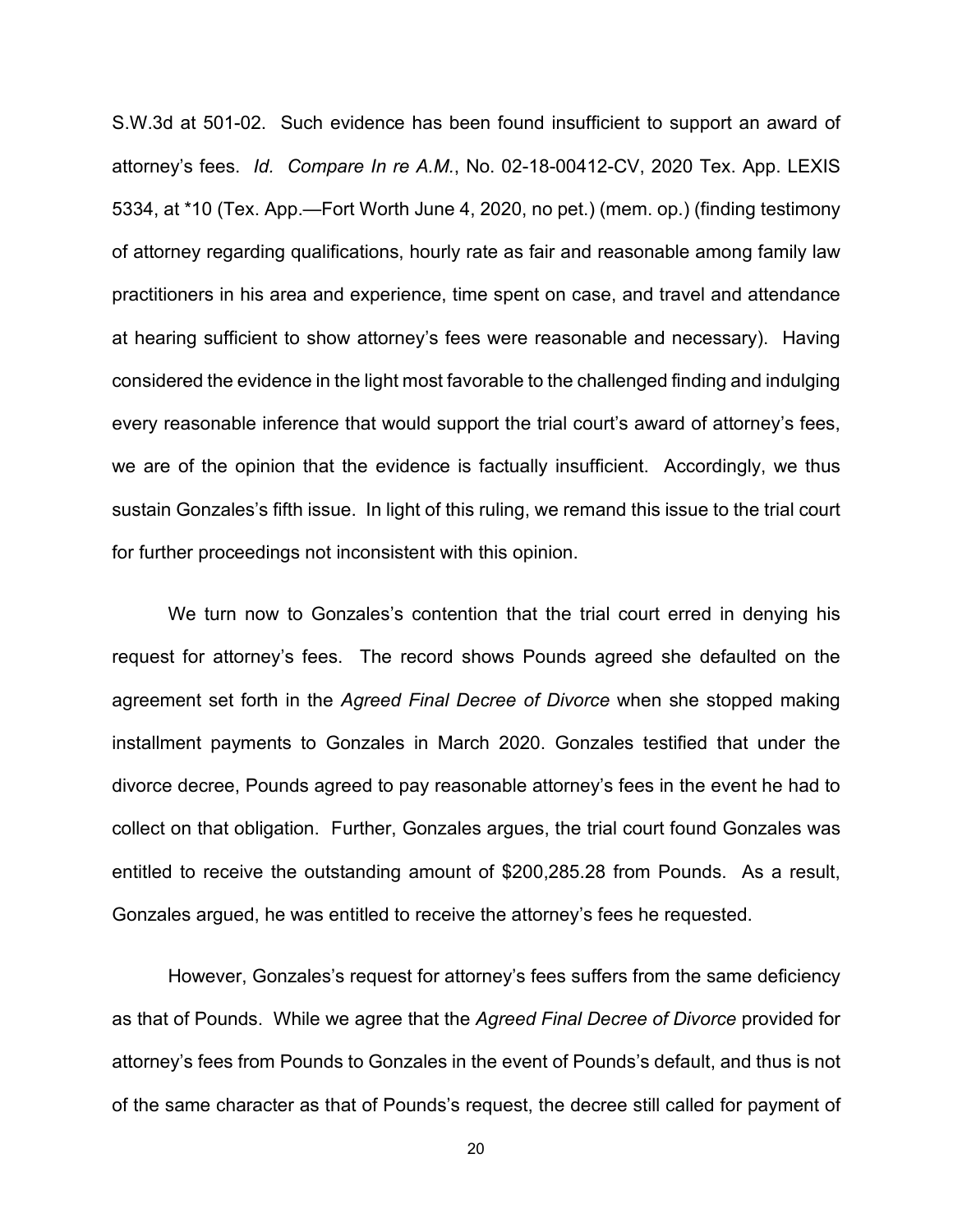S.W.3d at 501-02. Such evidence has been found insufficient to support an award of attorney's fees. *Id. Compare In re A.M.*, No. 02-18-00412-CV, 2020 Tex. App. LEXIS 5334, at *10 (Tex. App.—Fort Worth June 4, 2020, no pet.) (mem. op.) (finding testimony of attorney regarding qualifications, hourly rate as fair and reasonable among family law practitioners in his area and experience, time spent on case, and travel and attendance at hearing sufficient to show attorney's fees were reasonable and necessary). Having considered the evidence in the light most favorable to the challenged finding and indulging every reasonable inference that would support the trial court's award of attorney's fees, we are of the opinion that the evidence is factually insufficient. Accordingly, we thus sustain Gonzales's fifth issue. In light of this ruling, we remand this issue to the trial court for further proceedings not inconsistent with this opinion.

We turn now to Gonzales's contention that the trial court erred in denying his request for attorney's fees. The record shows Pounds agreed she defaulted on the agreement set forth in the *Agreed Final Decree of Divorce* when she stopped making installment payments to Gonzales in March 2020. Gonzales testified that under the divorce decree, Pounds agreed to pay reasonable attorney's fees in the event he had to collect on that obligation. Further, Gonzales argues, the trial court found Gonzales was entitled to receive the outstanding amount of $200,285.28 from Pounds. As a result, Gonzales argued, he was entitled to receive the attorney's fees he requested.

However, Gonzales's request for attorney's fees suffers from the same deficiency as that of Pounds. While we agree that the *Agreed Final Decree of Divorce* provided for attorney's fees from Pounds to Gonzales in the event of Pounds's default, and thus is not of the same character as that of Pounds's request, the decree still called for payment of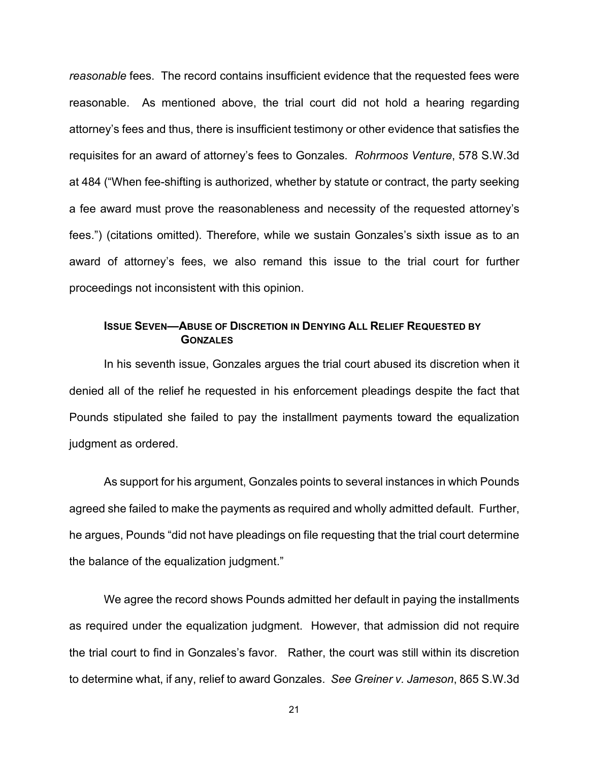*reasonable* fees. The record contains insufficient evidence that the requested fees were reasonable. As mentioned above, the trial court did not hold a hearing regarding attorney's fees and thus, there is insufficient testimony or other evidence that satisfies the requisites for an award of attorney's fees to Gonzales. *Rohrmoos Venture*, 578 S.W.3d at 484 ("When fee-shifting is authorized, whether by statute or contract, the party seeking a fee award must prove the reasonableness and necessity of the requested attorney's fees.") (citations omitted). Therefore, while we sustain Gonzales's sixth issue as to an award of attorney's fees, we also remand this issue to the trial court for further proceedings not inconsistent with this opinion.

### ISSUE SEVEN—ABUSE OF DISCRETION IN DENYING ALL RELIEF REQUESTED BY GONZALES

In his seventh issue, Gonzales argues the trial court abused its discretion when it denied all of the relief he requested in his enforcement pleadings despite the fact that Pounds stipulated she failed to pay the installment payments toward the equalization judgment as ordered.

As support for his argument, Gonzales points to several instances in which Pounds agreed she failed to make the payments as required and wholly admitted default. Further, he argues, Pounds "did not have pleadings on file requesting that the trial court determine the balance of the equalization judgment."

We agree the record shows Pounds admitted her default in paying the installments as required under the equalization judgment. However, that admission did not require the trial court to find in Gonzales's favor. Rather, the court was still within its discretion to determine what, if any, relief to award Gonzales. *See Greiner v. Jameson*, 865 S.W.3d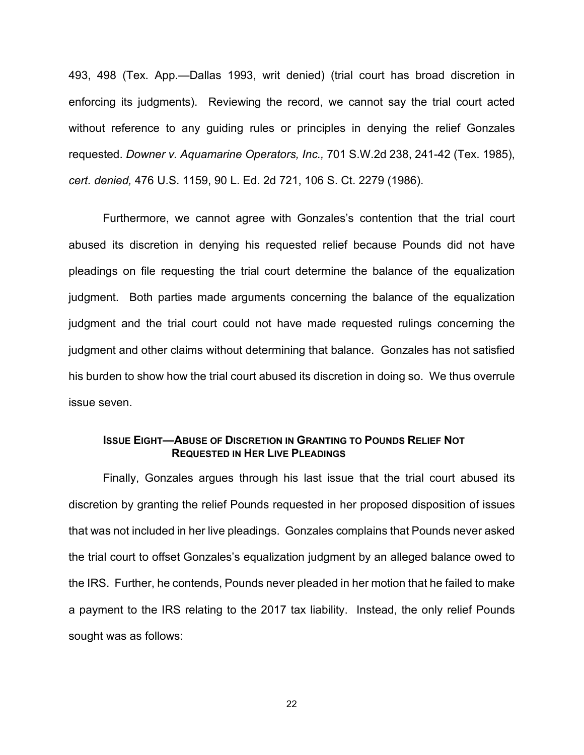493, 498 (Tex. App.—Dallas 1993, writ denied) (trial court has broad discretion in enforcing its judgments). Reviewing the record, we cannot say the trial court acted without reference to any guiding rules or principles in denying the relief Gonzales requested. *Downer v. Aquamarine Operators, Inc.,* 701 S.W.2d 238, 241-42 (Tex. 1985), *cert. denied,* 476 U.S. 1159, 90 L. Ed. 2d 721, 106 S. Ct. 2279 (1986).

Furthermore, we cannot agree with Gonzales's contention that the trial court abused its discretion in denying his requested relief because Pounds did not have pleadings on file requesting the trial court determine the balance of the equalization judgment. Both parties made arguments concerning the balance of the equalization judgment and the trial court could not have made requested rulings concerning the judgment and other claims without determining that balance. Gonzales has not satisfied his burden to show how the trial court abused its discretion in doing so. We thus overrule issue seven.

### Issue Eight—Abuse of Discretion in Granting to Pounds Relief Not Requested in Her Live Pleadings

Finally, Gonzales argues through his last issue that the trial court abused its discretion by granting the relief Pounds requested in her proposed disposition of issues that was not included in her live pleadings. Gonzales complains that Pounds never asked the trial court to offset Gonzales's equalization judgment by an alleged balance owed to the IRS. Further, he contends, Pounds never pleaded in her motion that he failed to make a payment to the IRS relating to the 2017 tax liability. Instead, the only relief Pounds sought was as follows: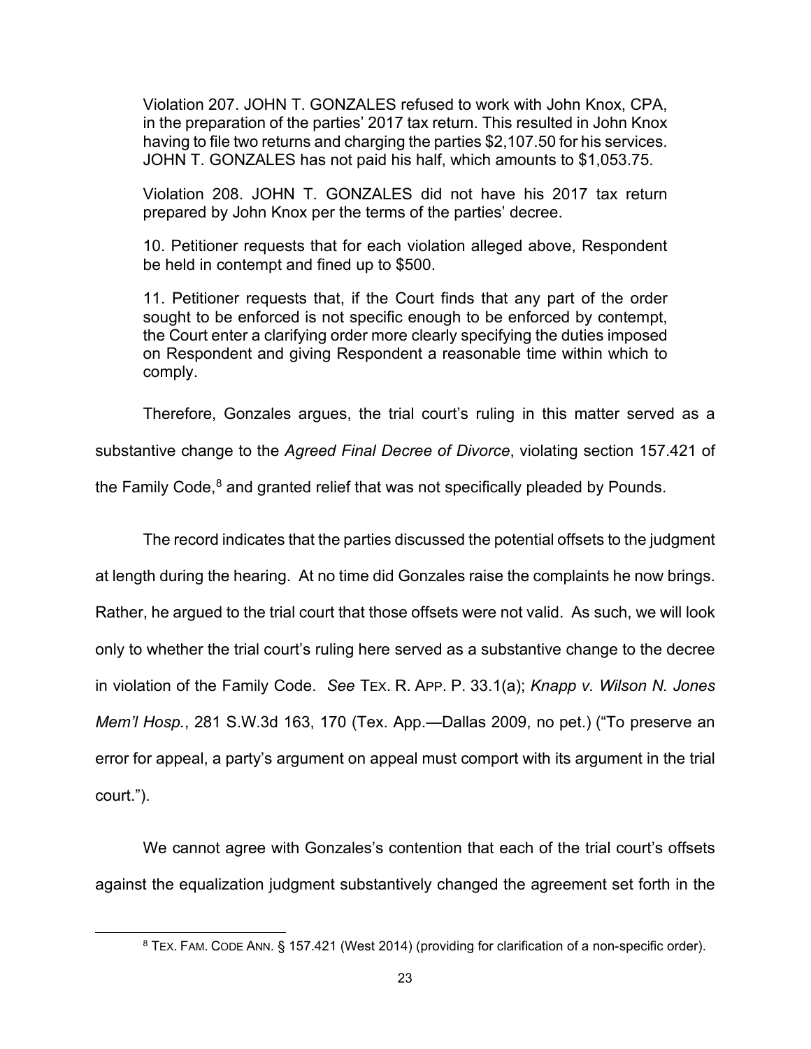> Violation 207. JOHN T. GONZALES refused to work with John Knox, CPA, in the preparation of the parties' 2017 tax return. This resulted in John Knox having to file two returns and charging the parties $2,107.50 for his services. JOHN T. GONZALES has not paid his half, which amounts to $1,053.75.
>
> Violation 208. JOHN T. GONZALES did not have his 2017 tax return prepared by John Knox per the terms of the parties' decree.
>
> 10. Petitioner requests that for each violation alleged above, Respondent be held in contempt and fined up to $500.
>
> 11. Petitioner requests that, if the Court finds that any part of the order sought to be enforced is not specific enough to be enforced by contempt, the Court enter a clarifying order more clearly specifying the duties imposed on Respondent and giving Respondent a reasonable time within which to comply.

Therefore, Gonzales argues, the trial court's ruling in this matter served as a substantive change to the *Agreed Final Decree of Divorce*, violating section 157.421 of the Family Code,[8] and granted relief that was not specifically pleaded by Pounds.

The record indicates that the parties discussed the potential offsets to the judgment at length during the hearing. At no time did Gonzales raise the complaints he now brings. Rather, he argued to the trial court that those offsets were not valid. As such, we will look only to whether the trial court's ruling here served as a substantive change to the decree in violation of the Family Code. *See* TEX. R. APP. P. 33.1(a); *Knapp v. Wilson N. Jones Mem'l Hosp.*, 281 S.W.3d 163, 170 (Tex. App.—Dallas 2009, no pet.) ("To preserve an error for appeal, a party's argument on appeal must comport with its argument in the trial court.").

We cannot agree with Gonzales's contention that each of the trial court's offsets against the equalization judgment substantively changed the agreement set forth in the

---

[8] TEX. FAM. CODE ANN. § 157.421 (West 2014) (providing for clarification of a non-specific order).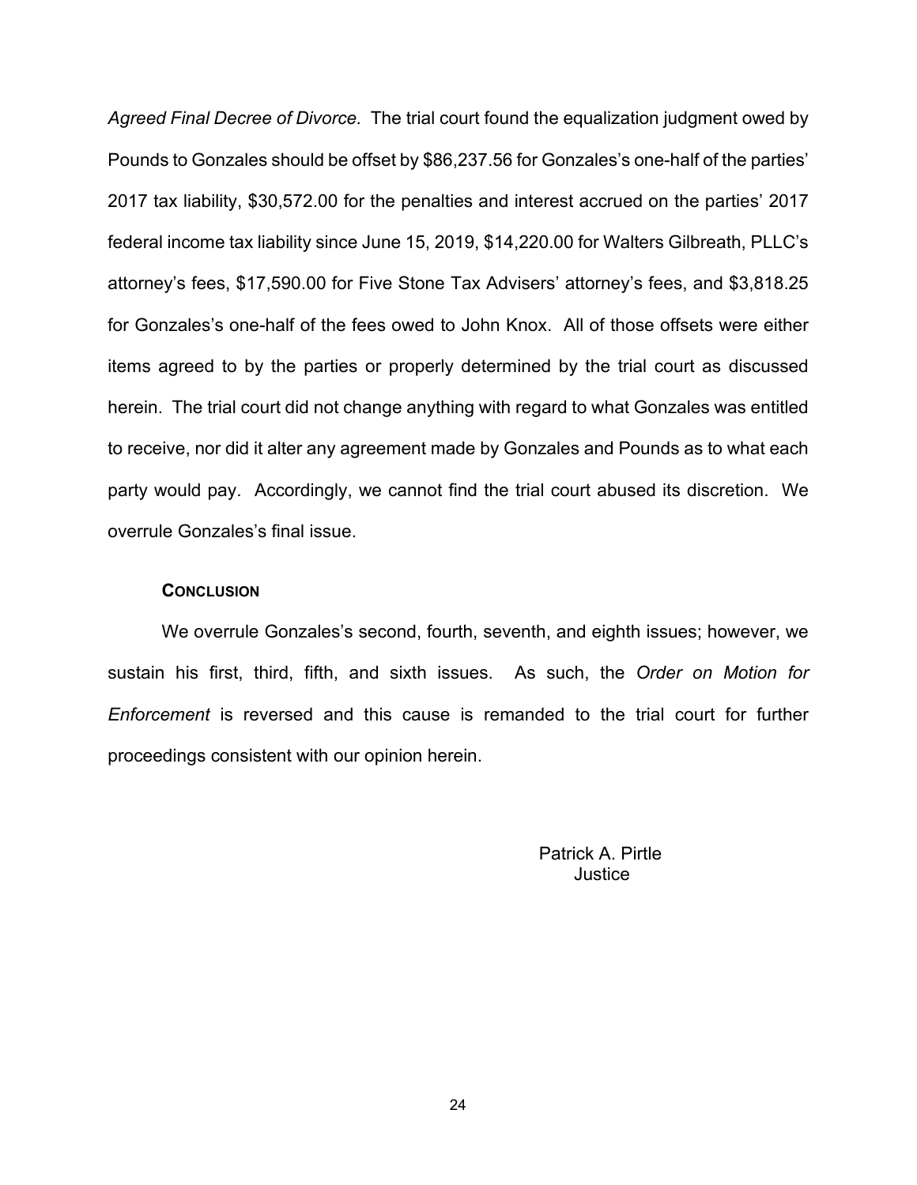*Agreed Final Decree of Divorce.* The trial court found the equalization judgment owed by Pounds to Gonzales should be offset by $86,237.56 for Gonzales's one-half of the parties' 2017 tax liability, $30,572.00 for the penalties and interest accrued on the parties' 2017 federal income tax liability since June 15, 2019, $14,220.00 for Walters Gilbreath, PLLC's attorney's fees, $17,590.00 for Five Stone Tax Advisers' attorney's fees, and $3,818.25 for Gonzales's one-half of the fees owed to John Knox. All of those offsets were either items agreed to by the parties or properly determined by the trial court as discussed herein. The trial court did not change anything with regard to what Gonzales was entitled to receive, nor did it alter any agreement made by Gonzales and Pounds as to what each party would pay. Accordingly, we cannot find the trial court abused its discretion. We overrule Gonzales's final issue.

## CONCLUSION

We overrule Gonzales's second, fourth, seventh, and eighth issues; however, we sustain his first, third, fifth, and sixth issues. As such, the *Order on Motion for Enforcement* is reversed and this cause is remanded to the trial court for further proceedings consistent with our opinion herein.

Patrick A. Pirtle
Justice